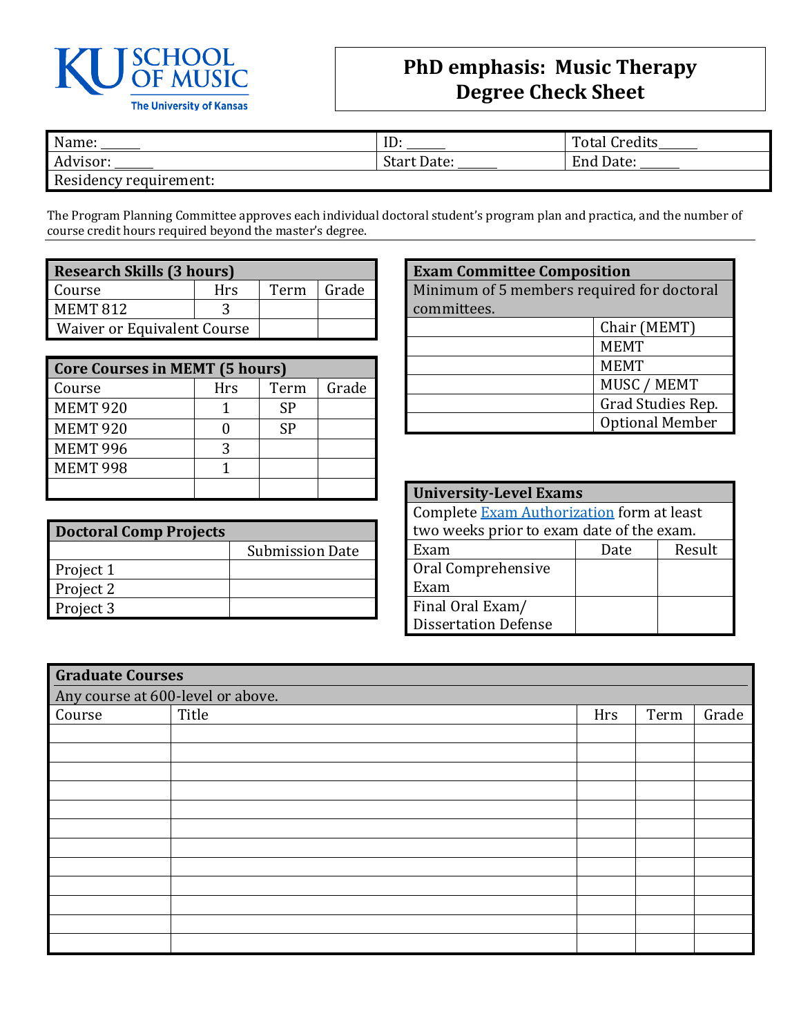KU SCHOOL OF MUSIC
The University of Kansas

# PhD emphasis: Music Therapy Degree Check Sheet

| Name: ______ | ID: ______ | Total Credits______ |
|---|---|---|
| Advisor: ______ | Start Date: ______ | End Date: ______ |
| Residency requirement: | | |

The Program Planning Committee approves each individual doctoral student's program plan and practica, and the number of course credit hours required beyond the master's degree.

| Research Skills (3 hours) | | | |
|---|---|---|---|
| Course | Hrs | Term | Grade |
| MEMT 812 | 3 | | |
| Waiver or Equivalent Course | | | |

| Core Courses in MEMT (5 hours) | | | |
|---|---|---|---|
| Course | Hrs | Term | Grade |
| MEMT 920 | 1 | SP | |
| MEMT 920 | 0 | SP | |
| MEMT 996 | 3 | | |
| MEMT 998 | 1 | | |
| | | | |

| Doctoral Comp Projects | |
|---|---|
| | Submission Date |
| Project 1 | |
| Project 2 | |
| Project 3 | |

| Exam Committee Composition | |
|---|---|
| Minimum of 5 members required for doctoral committees. | |
| | Chair (MEMT) |
| | MEMT |
| | MEMT |
| | MUSC / MEMT |
| | Grad Studies Rep. |
| | Optional Member |

| University-Level Exams | | |
|---|---|---|
| Complete [Exam Authorization](#) form at least two weeks prior to exam date of the exam. | | |
| Exam | Date | Result |
| Oral Comprehensive Exam | | |
| Final Oral Exam/ Dissertation Defense | | |

| Graduate Courses | | | | |
|---|---|---|---|---|
| Any course at 600-level or above. | | | | |
| Course | Title | Hrs | Term | Grade |
| | | | | |
| | | | | |
| | | | | |
| | | | | |
| | | | | |
| | | | | |
| | | | | |
| | | | | |
| | | | | |
| | | | | |
| | | | | |
| | | | | |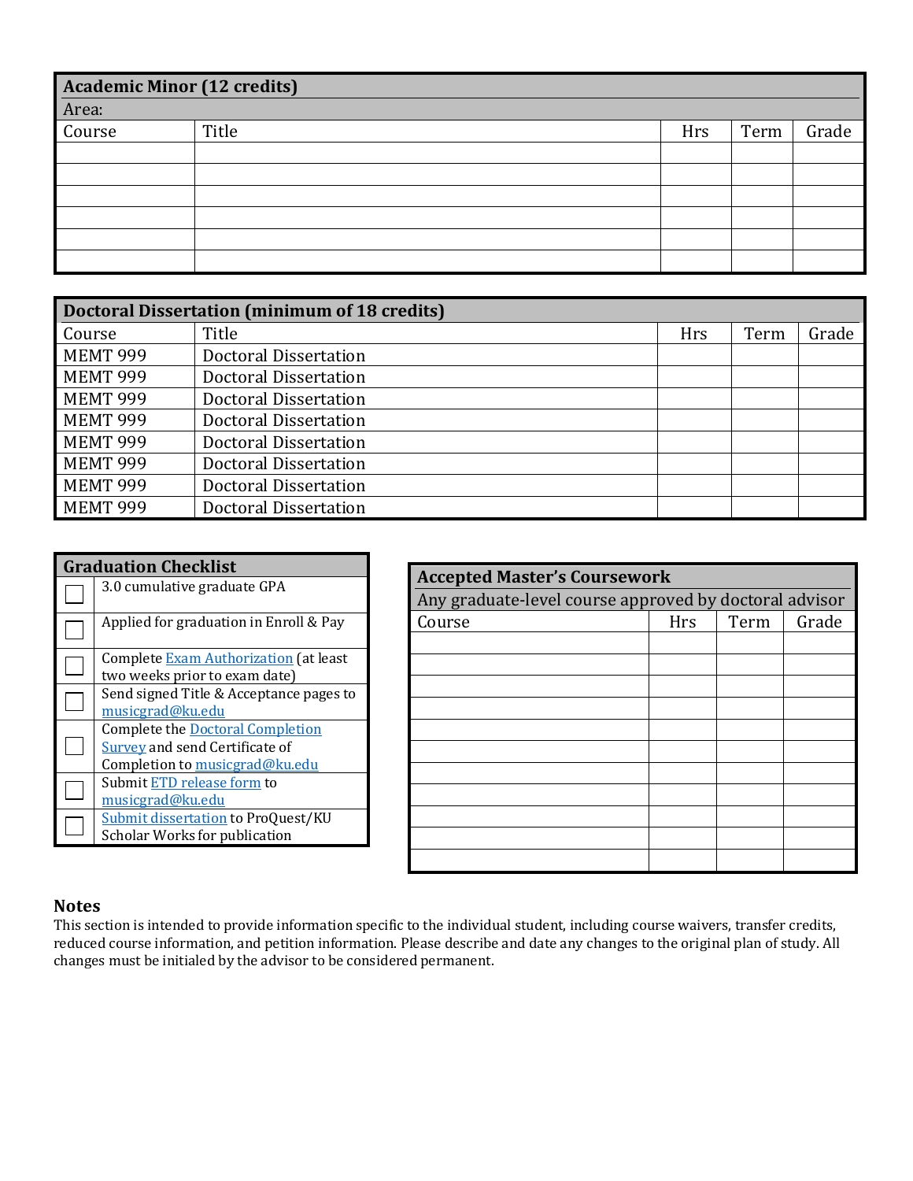## Academic Minor (12 credits)

Area:

| Course | Title | Hrs | Term | Grade |
|---|---|---|---|---|
| | | | | |
| | | | | |
| | | | | |
| | | | | |
| | | | | |
| | | | | |

## Doctoral Dissertation (minimum of 18 credits)

| Course | Title | Hrs | Term | Grade |
|---|---|---|---|---|
| MEMT 999 | Doctoral Dissertation | | | |
| MEMT 999 | Doctoral Dissertation | | | |
| MEMT 999 | Doctoral Dissertation | | | |
| MEMT 999 | Doctoral Dissertation | | | |
| MEMT 999 | Doctoral Dissertation | | | |
| MEMT 999 | Doctoral Dissertation | | | |
| MEMT 999 | Doctoral Dissertation | | | |
| MEMT 999 | Doctoral Dissertation | | | |

## Graduation Checklist

| | |
|---|---|
| ☐ | 3.0 cumulative graduate GPA |
| ☐ | Applied for graduation in Enroll & Pay |
| ☐ | Complete Exam Authorization (at least two weeks prior to exam date) |
| ☐ | Send signed Title & Acceptance pages to musicgrad@ku.edu |
| ☐ | Complete the Doctoral Completion Survey and send Certificate of Completion to musicgrad@ku.edu |
| ☐ | Submit ETD release form to musicgrad@ku.edu |
| ☐ | Submit dissertation to ProQuest/KU Scholar Works for publication |

## Accepted Master's Coursework

Any graduate-level course approved by doctoral advisor

| Course | Hrs | Term | Grade |
|---|---|---|---|
| | | | |
| | | | |
| | | | |
| | | | |
| | | | |
| | | | |
| | | | |
| | | | |
| | | | |
| | | | |
| | | | |

## Notes

This section is intended to provide information specific to the individual student, including course waivers, transfer credits, reduced course information, and petition information. Please describe and date any changes to the original plan of study. All changes must be initialed by the advisor to be considered permanent.